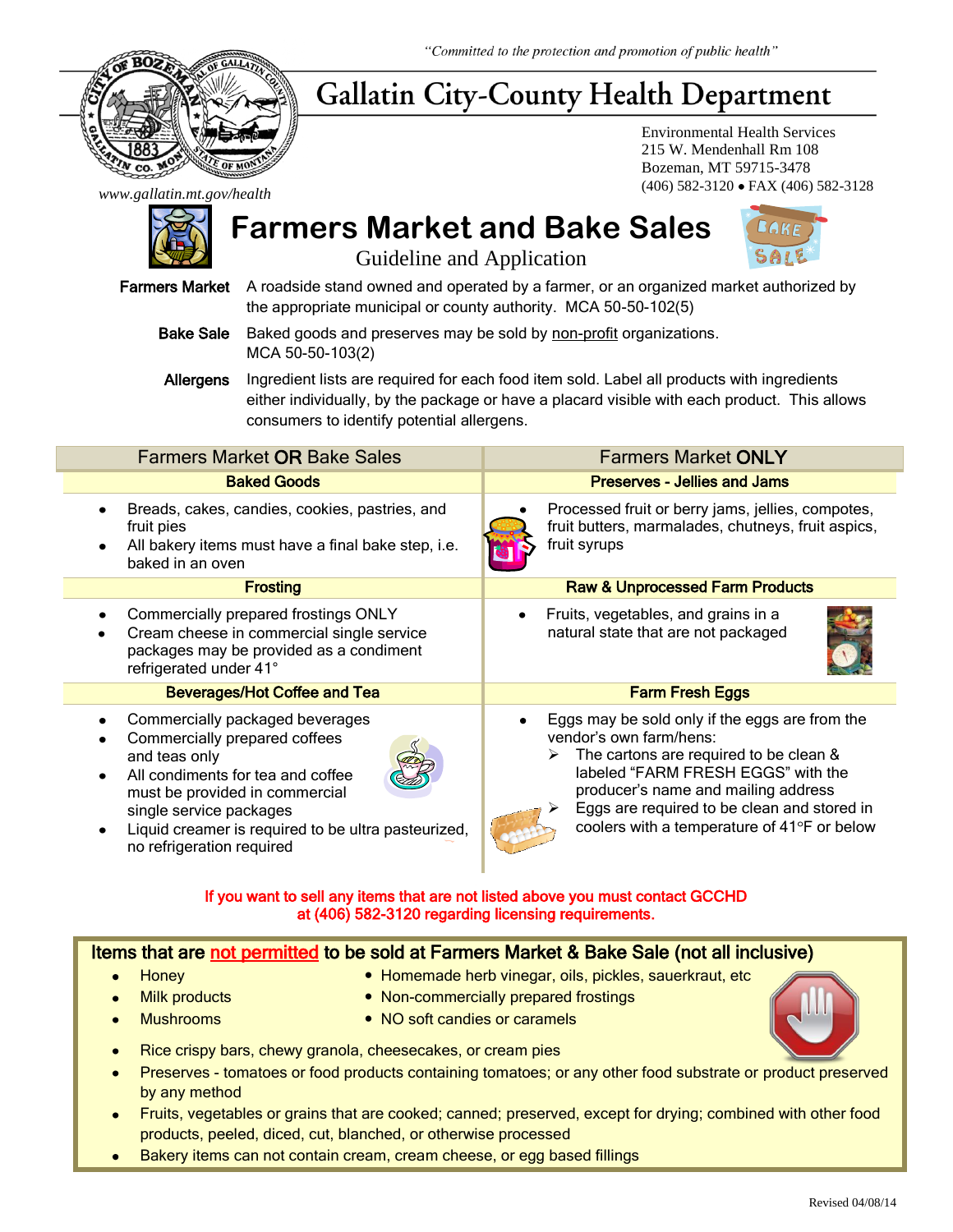*"Committed to the protection and promotion of public health"*

# Gallatin City-County Health Department

Environmental Health Services
215 W. Mendenhall Rm 108
Bozeman, MT 59715-3478
(406) 582-3120 • FAX (406) 582-3128

*www.gallatin.mt.gov/health*

## Farmers Market and Bake Sales

Guideline and Application

**Farmers Market** A roadside stand owned and operated by a farmer, or an organized market authorized by the appropriate municipal or county authority. MCA 50-50-102(5)

**Bake Sale** Baked goods and preserves may be sold by non-profit organizations. MCA 50-50-103(2)

**Allergens** Ingredient lists are required for each food item sold. Label all products with ingredients either individually, by the package or have a placard visible with each product. This allows consumers to identify potential allergens.

| Farmers Market **OR** Bake Sales | Farmers Market **ONLY** |
|---|---|
| **Baked Goods** | **Preserves - Jellies and Jams** |
| • Breads, cakes, candies, cookies, pastries, and fruit pies<br>• All bakery items must have a final bake step, i.e. baked in an oven | • Processed fruit or berry jams, jellies, compotes, fruit butters, marmalades, chutneys, fruit aspics, fruit syrups |
| **Frosting** | **Raw & Unprocessed Farm Products** |
| • Commercially prepared frostings ONLY<br>• Cream cheese in commercial single service packages may be provided as a condiment refrigerated under 41° | • Fruits, vegetables, and grains in a natural state that are not packaged |
| **Beverages/Hot Coffee and Tea** | **Farm Fresh Eggs** |
| • Commercially packaged beverages<br>• Commercially prepared coffees and teas only<br>• All condiments for tea and coffee must be provided in commercial single service packages<br>• Liquid creamer is required to be ultra pasteurized, no refrigeration required | • Eggs may be sold only if the eggs are from the vendor's own farm/hens:<br>➢ The cartons are required to be clean & labeled "FARM FRESH EGGS" with the producer's name and mailing address<br>➢ Eggs are required to be clean and stored in coolers with a temperature of 41°F or below |

**If you want to sell any items that are not listed above you must contact GCCHD at (406) 582-3120 regarding licensing requirements.**

### Items that are not permitted to be sold at Farmers Market & Bake Sale (not all inclusive)

- Honey
- Milk products
- Mushrooms
- Homemade herb vinegar, oils, pickles, sauerkraut, etc
- Non-commercially prepared frostings
- NO soft candies or caramels
- Rice crispy bars, chewy granola, cheesecakes, or cream pies
- Preserves - tomatoes or food products containing tomatoes; or any other food substrate or product preserved by any method
- Fruits, vegetables or grains that are cooked; canned; preserved, except for drying; combined with other food products, peeled, diced, cut, blanched, or otherwise processed
- Bakery items can not contain cream, cream cheese, or egg based fillings

Revised 04/08/14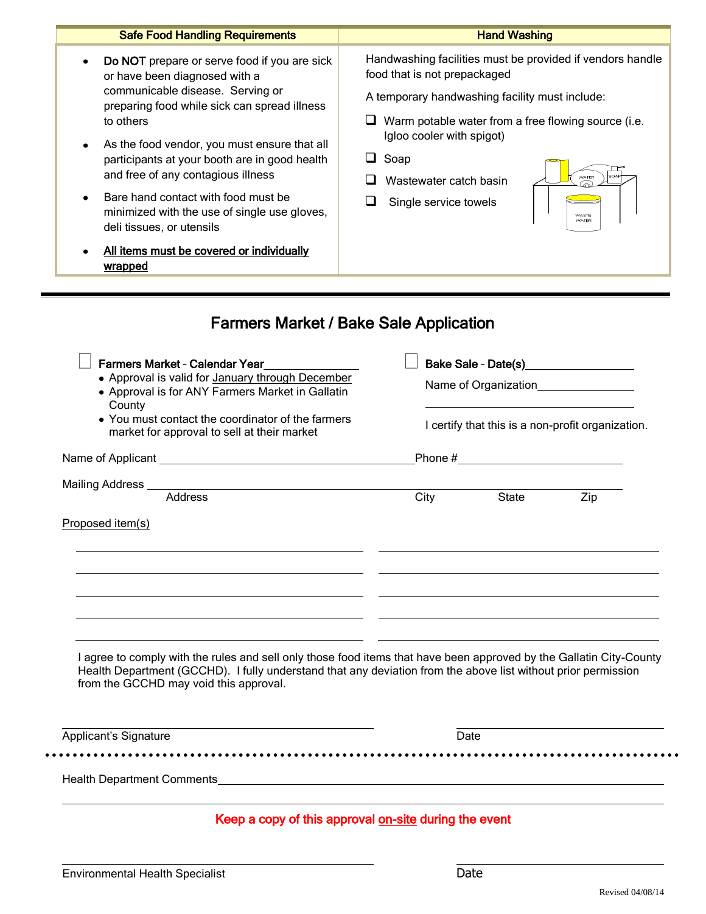| Safe Food Handling Requirements | Hand Washing |
|---|---|
| • **Do NOT** prepare or serve food if you are sick or have been diagnosed with a communicable disease. Serving or preparing food while sick can spread illness to others<br>• As the food vendor, you must ensure that all participants at your booth are in good health and free of any contagious illness<br>• Bare hand contact with food must be minimized with the use of single use gloves, deli tissues, or utensils<br>• **All items must be covered or individually wrapped** | Handwashing facilities must be provided if vendors handle food that is not prepackaged<br>A temporary handwashing facility must include:<br>☐ Warm potable water from a free flowing source (i.e. Igloo cooler with spigot)<br>☐ Soap<br>☐ Wastewater catch basin<br>☐ Single service towels |

## Farmers Market / Bake Sale Application

☐ **Farmers Market** - **Calendar Year**\_\_\_\_\_\_\_\_\_\_\_\_\_\_\_\_

- Approval is valid for January through December
- Approval is for ANY Farmers Market in Gallatin County
- You must contact the coordinator of the farmers market for approval to sell at their market

☐ **Bake Sale** - **Date(s)**\_\_\_\_\_\_\_\_\_\_\_\_\_\_\_\_

Name of Organization\_\_\_\_\_\_\_\_\_\_\_\_\_\_\_\_

\_\_\_\_\_\_\_\_\_\_\_\_\_\_\_\_\_\_\_\_\_\_\_\_\_\_\_\_\_\_

I certify that this is a non-profit organization.

Name of Applicant \_\_\_\_\_\_\_\_\_\_\_\_\_\_\_\_\_\_\_\_\_\_\_\_\_\_\_\_\_\_ Phone #\_\_\_\_\_\_\_\_\_\_\_\_\_\_\_\_\_\_\_\_

Mailing Address \_\_\_\_\_\_\_\_\_\_\_\_\_\_\_\_\_\_\_\_\_\_\_\_\_\_\_\_\_\_\_\_\_\_\_\_\_\_\_\_\_\_\_\_\_\_\_\_\_\_\_\_\_\_

Address City State Zip

Proposed item(s)

\_\_\_\_\_\_\_\_\_\_\_\_\_\_\_\_\_\_\_\_\_\_\_\_\_\_\_\_\_\_ \_\_\_\_\_\_\_\_\_\_\_\_\_\_\_\_\_\_\_\_\_\_\_\_\_\_\_\_\_\_

\_\_\_\_\_\_\_\_\_\_\_\_\_\_\_\_\_\_\_\_\_\_\_\_\_\_\_\_\_\_ \_\_\_\_\_\_\_\_\_\_\_\_\_\_\_\_\_\_\_\_\_\_\_\_\_\_\_\_\_\_

\_\_\_\_\_\_\_\_\_\_\_\_\_\_\_\_\_\_\_\_\_\_\_\_\_\_\_\_\_\_ \_\_\_\_\_\_\_\_\_\_\_\_\_\_\_\_\_\_\_\_\_\_\_\_\_\_\_\_\_\_

\_\_\_\_\_\_\_\_\_\_\_\_\_\_\_\_\_\_\_\_\_\_\_\_\_\_\_\_\_\_ \_\_\_\_\_\_\_\_\_\_\_\_\_\_\_\_\_\_\_\_\_\_\_\_\_\_\_\_\_\_

\_\_\_\_\_\_\_\_\_\_\_\_\_\_\_\_\_\_\_\_\_\_\_\_\_\_\_\_\_\_ \_\_\_\_\_\_\_\_\_\_\_\_\_\_\_\_\_\_\_\_\_\_\_\_\_\_\_\_\_\_

I agree to comply with the rules and sell only those food items that have been approved by the Gallatin City-County Health Department (GCCHD). I fully understand that any deviation from the above list without prior permission from the GCCHD may void this approval.

\_\_\_\_\_\_\_\_\_\_\_\_\_\_\_\_\_\_\_\_\_\_\_\_\_\_\_\_\_\_ \_\_\_\_\_\_\_\_\_\_\_\_\_\_\_\_\_\_\_\_

Applicant's Signature Date

Health Department Comments\_\_\_\_\_\_\_\_\_\_\_\_\_\_\_\_\_\_\_\_\_\_\_\_\_\_\_\_\_\_\_\_\_\_\_\_\_\_\_\_

\_\_\_\_\_\_\_\_\_\_\_\_\_\_\_\_\_\_\_\_\_\_\_\_\_\_\_\_\_\_\_\_\_\_\_\_\_\_\_\_\_\_\_\_\_\_\_\_\_\_\_\_\_\_\_\_\_\_\_\_\_\_\_\_

**Keep a copy of this approval on-site during the event**

\_\_\_\_\_\_\_\_\_\_\_\_\_\_\_\_\_\_\_\_\_\_\_\_\_\_\_\_\_\_ \_\_\_\_\_\_\_\_\_\_\_\_\_\_\_\_\_\_\_\_

Environmental Health Specialist Date

Revised 04/08/14